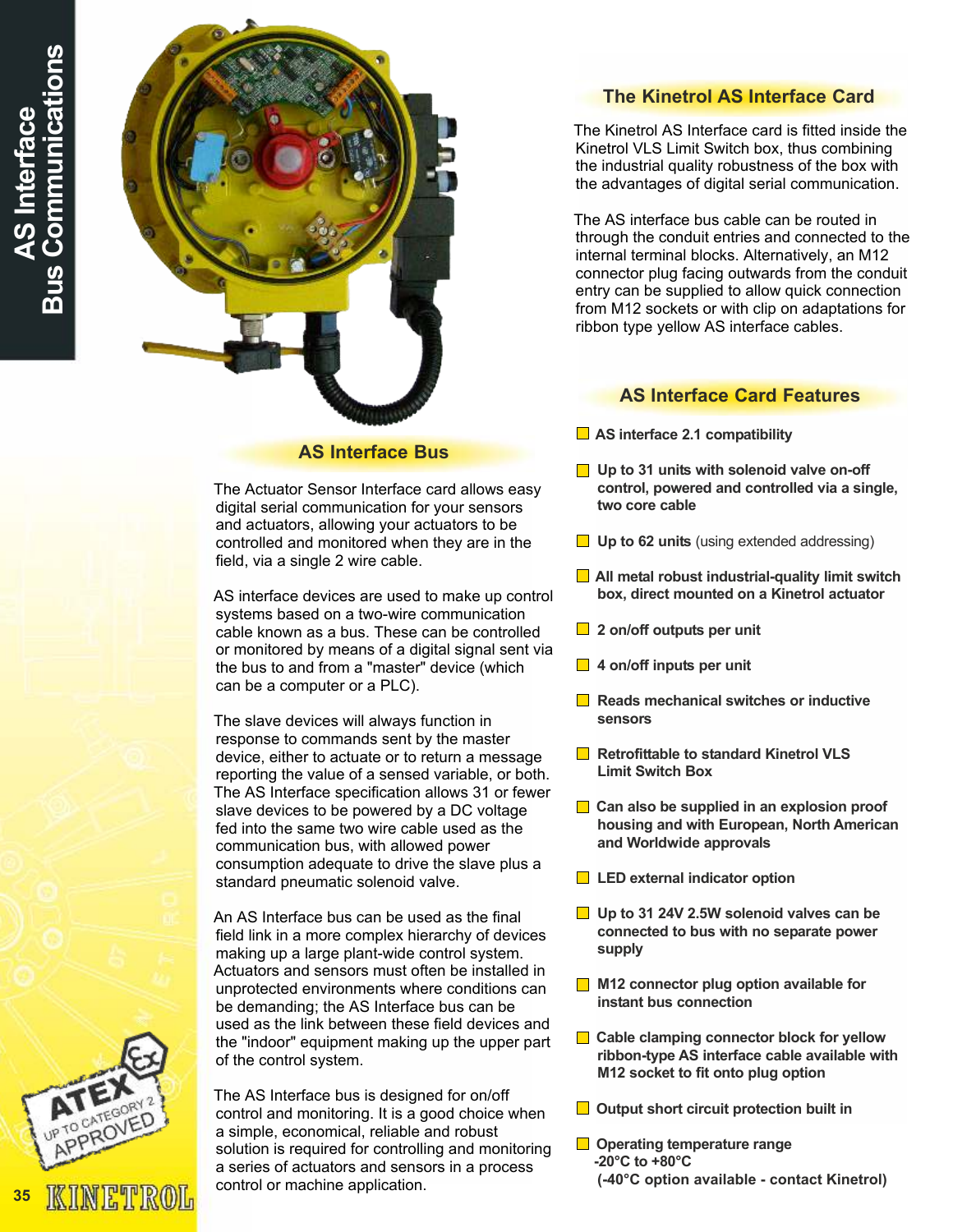# AS Interface Bus Communications

## AS Interface Bus

The Actuator Sensor Interface card allows easy digital serial communication for your sensors and actuators, allowing your actuators to be controlled and monitored when they are in the field, via a single 2 wire cable.

AS interface devices are used to make up control systems based on a two-wire communication cable known as a bus. These can be controlled or monitored by means of a digital signal sent via the bus to and from a "master" device (which can be a computer or a PLC).

The slave devices will always function in response to commands sent by the master device, either to actuate or to return a message reporting the value of a sensed variable, or both. The AS Interface specification allows 31 or fewer slave devices to be powered by a DC voltage fed into the same two wire cable used as the communication bus, with allowed power consumption adequate to drive the slave plus a standard pneumatic solenoid valve.

An AS Interface bus can be used as the final field link in a more complex hierarchy of devices making up a large plant-wide control system. Actuators and sensors must often be installed in unprotected environments where conditions can be demanding; the AS Interface bus can be used as the link between these field devices and the "indoor" equipment making up the upper part of the control system.

The AS Interface bus is designed for on/off control and monitoring. It is a good choice when a simple, economical, reliable and robust solution is required for controlling and monitoring a series of actuators and sensors in a process control or machine application.

## The Kinetrol AS Interface Card

The Kinetrol AS Interface card is fitted inside the Kinetrol VLS Limit Switch box, thus combining the industrial quality robustness of the box with the advantages of digital serial communication.

The AS interface bus cable can be routed in through the conduit entries and connected to the internal terminal blocks. Alternatively, an M12 connector plug facing outwards from the conduit entry can be supplied to allow quick connection from M12 sockets or with clip on adaptations for ribbon type yellow AS interface cables.

## AS Interface Card Features

- **AS interface 2.1 compatibility**
- **Up to 31 units with solenoid valve on-off control, powered and controlled via a single, two core cable**
- **Up to 62 units** (using extended addressing)
- **All metal robust industrial-quality limit switch box, direct mounted on a Kinetrol actuator**
- **2 on/off outputs per unit**
- **4 on/off inputs per unit**
- **Reads mechanical switches or inductive sensors**
- **Retrofittable to standard Kinetrol VLS Limit Switch Box**
- **Can also be supplied in an explosion proof housing and with European, North American and Worldwide approvals**
- **LED external indicator option**
- **Up to 31 24V 2.5W solenoid valves can be connected to bus with no separate power supply**
- **M12 connector plug option available for instant bus connection**
- **Cable clamping connector block for yellow ribbon-type AS interface cable available with M12 socket to fit onto plug option**
- **Output short circuit protection built in**
- **Operating temperature range -20°C to +80°C (-40°C option available - contact Kinetrol)**

ATEX UP TO CATEGORY 2 APPROVED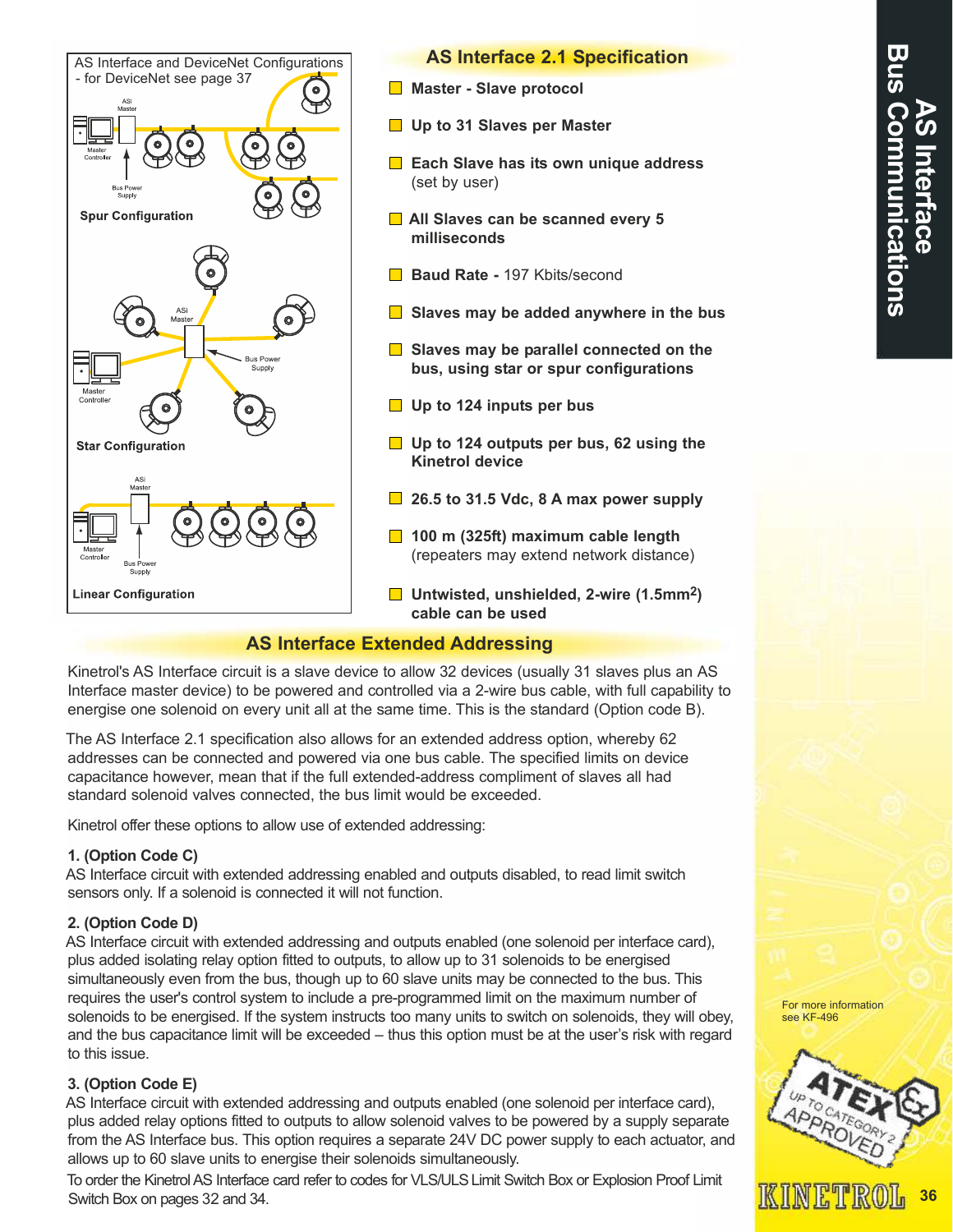# AS Interface Bus Communications

AS Interface and DeviceNet Configurations - for DeviceNet see page 37

ASi Master

Master Controller

Bus Power Supply

Spur Configuration

ASi Master

Bus Power Supply

Master Controller

Star Configuration

ASi Master

Master Controller

Bus Power Supply

Linear Configuration

## AS Interface 2.1 Specification

- **Master - Slave protocol**
- **Up to 31 Slaves per Master**
- **Each Slave has its own unique address** (set by user)
- **All Slaves can be scanned every 5 milliseconds**
- **Baud Rate -** 197 Kbits/second
- **Slaves may be added anywhere in the bus**
- **Slaves may be parallel connected on the bus, using star or spur configurations**
- **Up to 124 inputs per bus**
- **Up to 124 outputs per bus, 62 using the Kinetrol device**
- **26.5 to 31.5 Vdc, 8 A max power supply**
- **100 m (325ft) maximum cable length** (repeaters may extend network distance)
- **Untwisted, unshielded, 2-wire (1.5mm$^2$) cable can be used**

## AS Interface Extended Addressing

Kinetrol's AS Interface circuit is a slave device to allow 32 devices (usually 31 slaves plus an AS Interface master device) to be powered and controlled via a 2-wire bus cable, with full capability to energise one solenoid on every unit all at the same time. This is the standard (Option code B).

The AS Interface 2.1 specification also allows for an extended address option, whereby 62 addresses can be connected and powered via one bus cable. The specified limits on device capacitance however, mean that if the full extended-address compliment of slaves all had standard solenoid valves connected, the bus limit would be exceeded.

Kinetrol offer these options to allow use of extended addressing:

**1. (Option Code C)**
AS Interface circuit with extended addressing enabled and outputs disabled, to read limit switch sensors only. If a solenoid is connected it will not function.

**2. (Option Code D)**
AS Interface circuit with extended addressing and outputs enabled (one solenoid per interface card), plus added isolating relay option fitted to outputs, to allow up to 31 solenoids to be energised simultaneously even from the bus, though up to 60 slave units may be connected to the bus. This requires the user's control system to include a pre-programmed limit on the maximum number of solenoids to be energised. If the system instructs too many units to switch on solenoids, they will obey, and the bus capacitance limit will be exceeded – thus this option must be at the user's risk with regard to this issue.

**3. (Option Code E)**
AS Interface circuit with extended addressing and outputs enabled (one solenoid per interface card), plus added relay options fitted to outputs to allow solenoid valves to be powered by a supply separate from the AS Interface bus. This option requires a separate 24V DC power supply to each actuator, and allows up to 60 slave units to energise their solenoids simultaneously.

To order the Kinetrol AS Interface card refer to codes for VLS/ULS Limit Switch Box or Explosion Proof Limit Switch Box on pages 32 and 34.

For more information see KF-496

ATEX UP TO CATEGORY 2 APPROVED

KINETROL